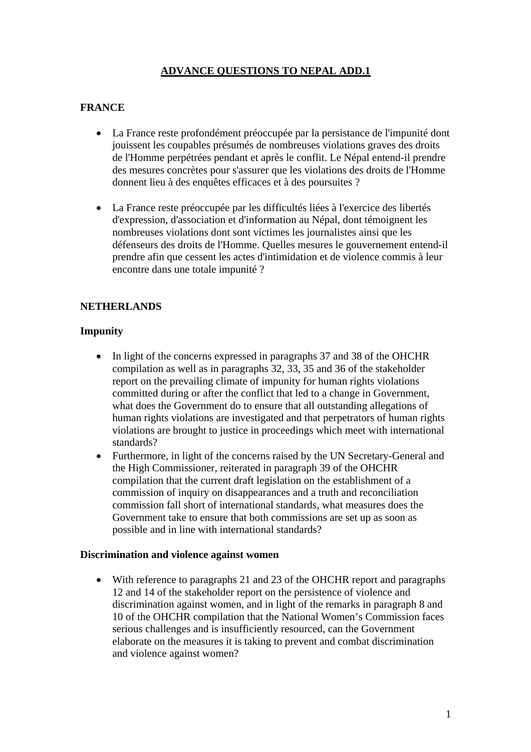# ADVANCE QUESTIONS TO NEPAL ADD.1

## FRANCE

- La France reste profondément préoccupée par la persistance de l'impunité dont jouissent les coupables présumés de nombreuses violations graves des droits de l'Homme perpétrées pendant et après le conflit. Le Népal entend-il prendre des mesures concrètes pour s'assurer que les violations des droits de l'Homme donnent lieu à des enquêtes efficaces et à des poursuites ?

- La France reste préoccupée par les difficultés liées à l'exercice des libertés d'expression, d'association et d'information au Népal, dont témoignent les nombreuses violations dont sont victimes les journalistes ainsi que les défenseurs des droits de l'Homme. Quelles mesures le gouvernement entend-il prendre afin que cessent les actes d'intimidation et de violence commis à leur encontre dans une totale impunité ?

## NETHERLANDS

### Impunity

- In light of the concerns expressed in paragraphs 37 and 38 of the OHCHR compilation as well as in paragraphs 32, 33, 35 and 36 of the stakeholder report on the prevailing climate of impunity for human rights violations committed during or after the conflict that led to a change in Government, what does the Government do to ensure that all outstanding allegations of human rights violations are investigated and that perpetrators of human rights violations are brought to justice in proceedings which meet with international standards?
- Furthermore, in light of the concerns raised by the UN Secretary-General and the High Commissioner, reiterated in paragraph 39 of the OHCHR compilation that the current draft legislation on the establishment of a commission of inquiry on disappearances and a truth and reconciliation commission fall short of international standards, what measures does the Government take to ensure that both commissions are set up as soon as possible and in line with international standards?

### Discrimination and violence against women

- With reference to paragraphs 21 and 23 of the OHCHR report and paragraphs 12 and 14 of the stakeholder report on the persistence of violence and discrimination against women, and in light of the remarks in paragraph 8 and 10 of the OHCHR compilation that the National Women's Commission faces serious challenges and is insufficiently resourced, can the Government elaborate on the measures it is taking to prevent and combat discrimination and violence against women?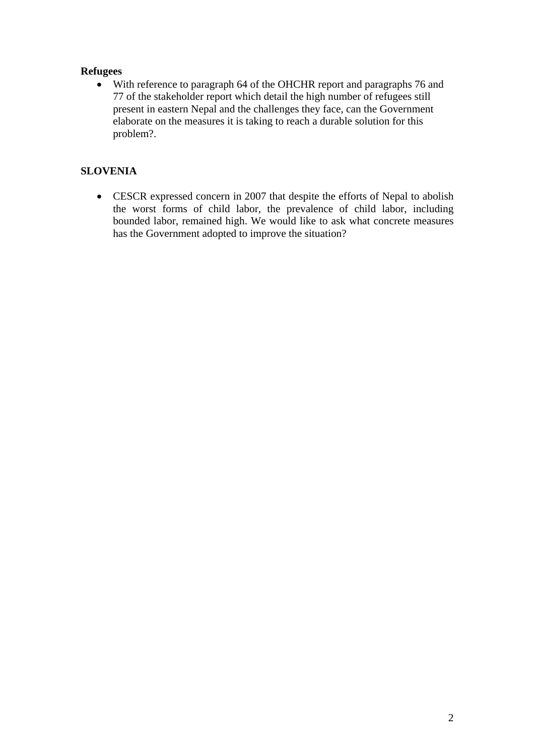**Refugees**

- With reference to paragraph 64 of the OHCHR report and paragraphs 76 and 77 of the stakeholder report which detail the high number of refugees still present in eastern Nepal and the challenges they face, can the Government elaborate on the measures it is taking to reach a durable solution for this problem?.

**SLOVENIA**

- CESCR expressed concern in 2007 that despite the efforts of Nepal to abolish the worst forms of child labor, the prevalence of child labor, including bounded labor, remained high. We would like to ask what concrete measures has the Government adopted to improve the situation?